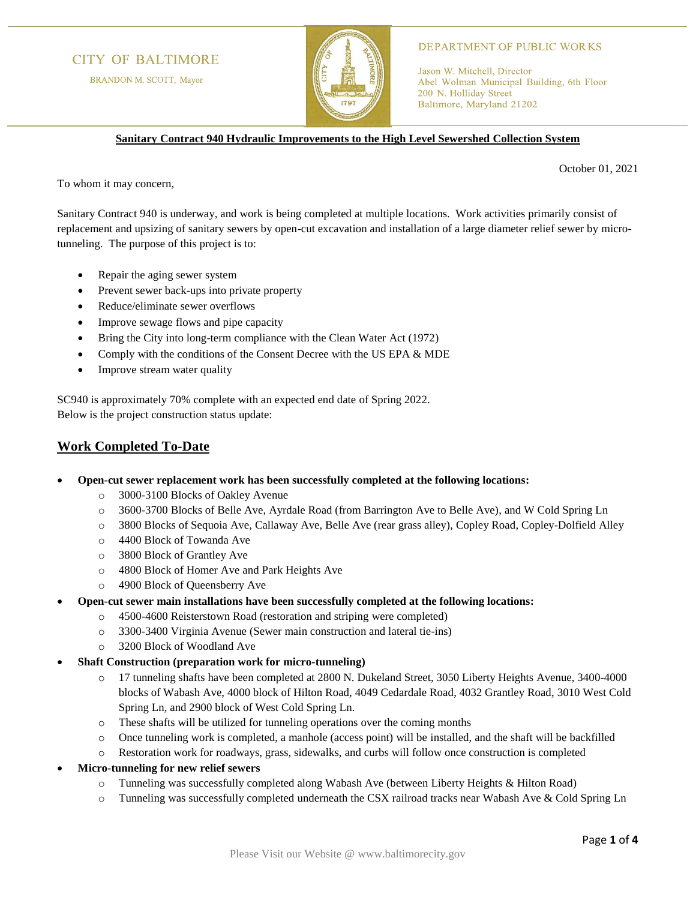CITY OF BALTIMORE

BRANDON M. SCOTT, Mayor

DEPARTMENT OF PUBLIC WORKS

Jason W. Mitchell, Director
Abel Wolman Municipal Building, 6th Floor
200 N. Holliday Street
Baltimore, Maryland 21202

**Sanitary Contract 940 Hydraulic Improvements to the High Level Sewershed Collection System**

October 01, 2021

To whom it may concern,

Sanitary Contract 940 is underway, and work is being completed at multiple locations. Work activities primarily consist of replacement and upsizing of sanitary sewers by open-cut excavation and installation of a large diameter relief sewer by micro-tunneling. The purpose of this project is to:

- Repair the aging sewer system
- Prevent sewer back-ups into private property
- Reduce/eliminate sewer overflows
- Improve sewage flows and pipe capacity
- Bring the City into long-term compliance with the Clean Water Act (1972)
- Comply with the conditions of the Consent Decree with the US EPA & MDE
- Improve stream water quality

SC940 is approximately 70% complete with an expected end date of Spring 2022.
Below is the project construction status update:

## Work Completed To-Date

- **Open-cut sewer replacement work has been successfully completed at the following locations:**
  - 3000-3100 Blocks of Oakley Avenue
  - 3600-3700 Blocks of Belle Ave, Ayrdale Road (from Barrington Ave to Belle Ave), and W Cold Spring Ln
  - 3800 Blocks of Sequoia Ave, Callaway Ave, Belle Ave (rear grass alley), Copley Road, Copley-Dolfield Alley
  - 4400 Block of Towanda Ave
  - 3800 Block of Grantley Ave
  - 4800 Block of Homer Ave and Park Heights Ave
  - 4900 Block of Queensberry Ave
- **Open-cut sewer main installations have been successfully completed at the following locations:**
  - 4500-4600 Reisterstown Road (restoration and striping were completed)
  - 3300-3400 Virginia Avenue (Sewer main construction and lateral tie-ins)
  - 3200 Block of Woodland Ave
- **Shaft Construction (preparation work for micro-tunneling)**
  - 17 tunneling shafts have been completed at 2800 N. Dukeland Street, 3050 Liberty Heights Avenue, 3400-4000 blocks of Wabash Ave, 4000 block of Hilton Road, 4049 Cedardale Road, 4032 Grantley Road, 3010 West Cold Spring Ln, and 2900 block of West Cold Spring Ln.
  - These shafts will be utilized for tunneling operations over the coming months
  - Once tunneling work is completed, a manhole (access point) will be installed, and the shaft will be backfilled
  - Restoration work for roadways, grass, sidewalks, and curbs will follow once construction is completed
- **Micro-tunneling for new relief sewers**
  - Tunneling was successfully completed along Wabash Ave (between Liberty Heights & Hilton Road)
  - Tunneling was successfully completed underneath the CSX railroad tracks near Wabash Ave & Cold Spring Ln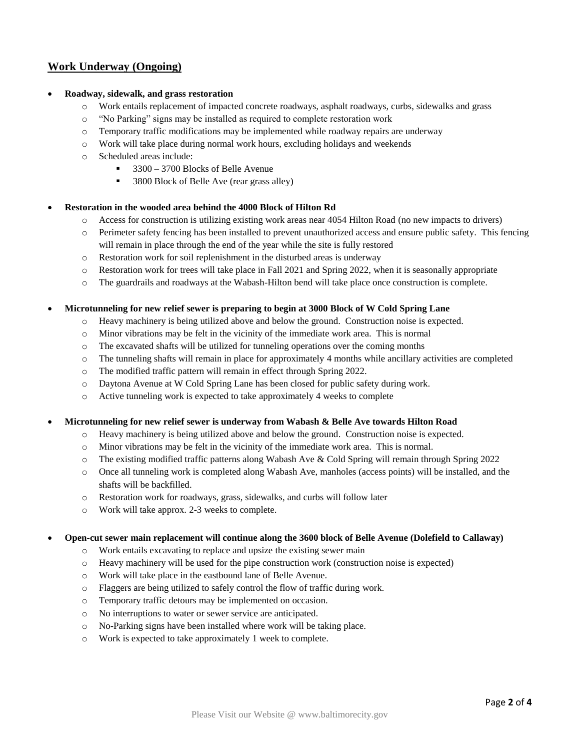## Work Underway (Ongoing)

- **Roadway, sidewalk, and grass restoration**
  - Work entails replacement of impacted concrete roadways, asphalt roadways, curbs, sidewalks and grass
  - "No Parking" signs may be installed as required to complete restoration work
  - Temporary traffic modifications may be implemented while roadway repairs are underway
  - Work will take place during normal work hours, excluding holidays and weekends
  - Scheduled areas include:
    - 3300 – 3700 Blocks of Belle Avenue
    - 3800 Block of Belle Ave (rear grass alley)

- **Restoration in the wooded area behind the 4000 Block of Hilton Rd**
  - Access for construction is utilizing existing work areas near 4054 Hilton Road (no new impacts to drivers)
  - Perimeter safety fencing has been installed to prevent unauthorized access and ensure public safety. This fencing will remain in place through the end of the year while the site is fully restored
  - Restoration work for soil replenishment in the disturbed areas is underway
  - Restoration work for trees will take place in Fall 2021 and Spring 2022, when it is seasonally appropriate
  - The guardrails and roadways at the Wabash-Hilton bend will take place once construction is complete.

- **Microtunneling for new relief sewer is preparing to begin at 3000 Block of W Cold Spring Lane**
  - Heavy machinery is being utilized above and below the ground. Construction noise is expected.
  - Minor vibrations may be felt in the vicinity of the immediate work area. This is normal
  - The excavated shafts will be utilized for tunneling operations over the coming months
  - The tunneling shafts will remain in place for approximately 4 months while ancillary activities are completed
  - The modified traffic pattern will remain in effect through Spring 2022.
  - Daytona Avenue at W Cold Spring Lane has been closed for public safety during work.
  - Active tunneling work is expected to take approximately 4 weeks to complete

- **Microtunneling for new relief sewer is underway from Wabash & Belle Ave towards Hilton Road**
  - Heavy machinery is being utilized above and below the ground. Construction noise is expected.
  - Minor vibrations may be felt in the vicinity of the immediate work area. This is normal.
  - The existing modified traffic patterns along Wabash Ave & Cold Spring will remain through Spring 2022
  - Once all tunneling work is completed along Wabash Ave, manholes (access points) will be installed, and the shafts will be backfilled.
  - Restoration work for roadways, grass, sidewalks, and curbs will follow later
  - Work will take approx. 2-3 weeks to complete.

- **Open-cut sewer main replacement will continue along the 3600 block of Belle Avenue (Dolefield to Callaway)**
  - Work entails excavating to replace and upsize the existing sewer main
  - Heavy machinery will be used for the pipe construction work (construction noise is expected)
  - Work will take place in the eastbound lane of Belle Avenue.
  - Flaggers are being utilized to safely control the flow of traffic during work.
  - Temporary traffic detours may be implemented on occasion.
  - No interruptions to water or sewer service are anticipated.
  - No-Parking signs have been installed where work will be taking place.
  - Work is expected to take approximately 1 week to complete.

Please Visit our Website @ www.baltimorecity.gov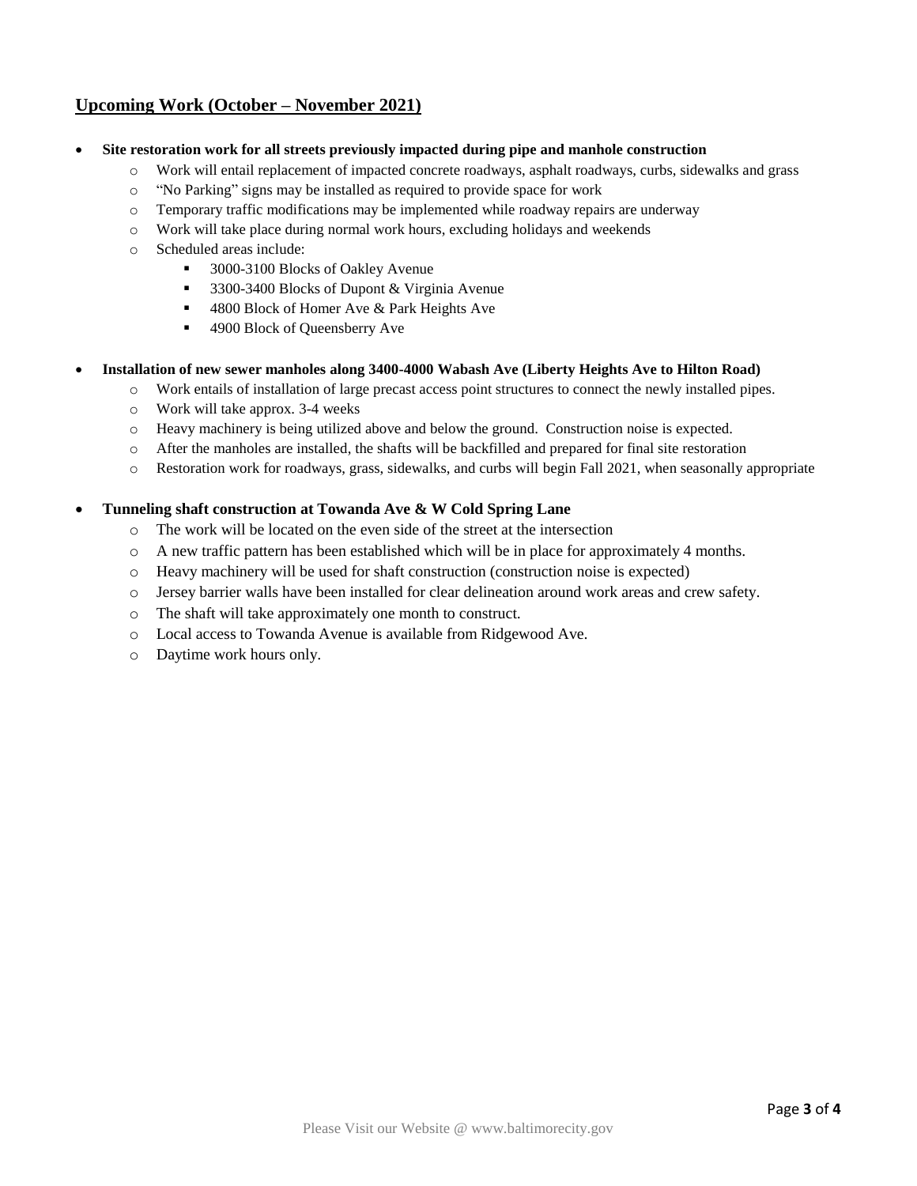## Upcoming Work (October – November 2021)

- **Site restoration work for all streets previously impacted during pipe and manhole construction**
  - Work will entail replacement of impacted concrete roadways, asphalt roadways, curbs, sidewalks and grass
  - "No Parking" signs may be installed as required to provide space for work
  - Temporary traffic modifications may be implemented while roadway repairs are underway
  - Work will take place during normal work hours, excluding holidays and weekends
  - Scheduled areas include:
    - 3000-3100 Blocks of Oakley Avenue
    - 3300-3400 Blocks of Dupont & Virginia Avenue
    - 4800 Block of Homer Ave & Park Heights Ave
    - 4900 Block of Queensberry Ave

- **Installation of new sewer manholes along 3400-4000 Wabash Ave (Liberty Heights Ave to Hilton Road)**
  - Work entails of installation of large precast access point structures to connect the newly installed pipes.
  - Work will take approx. 3-4 weeks
  - Heavy machinery is being utilized above and below the ground. Construction noise is expected.
  - After the manholes are installed, the shafts will be backfilled and prepared for final site restoration
  - Restoration work for roadways, grass, sidewalks, and curbs will begin Fall 2021, when seasonally appropriate

- **Tunneling shaft construction at Towanda Ave & W Cold Spring Lane**
  - The work will be located on the even side of the street at the intersection
  - A new traffic pattern has been established which will be in place for approximately 4 months.
  - Heavy machinery will be used for shaft construction (construction noise is expected)
  - Jersey barrier walls have been installed for clear delineation around work areas and crew safety.
  - The shaft will take approximately one month to construct.
  - Local access to Towanda Avenue is available from Ridgewood Ave.
  - Daytime work hours only.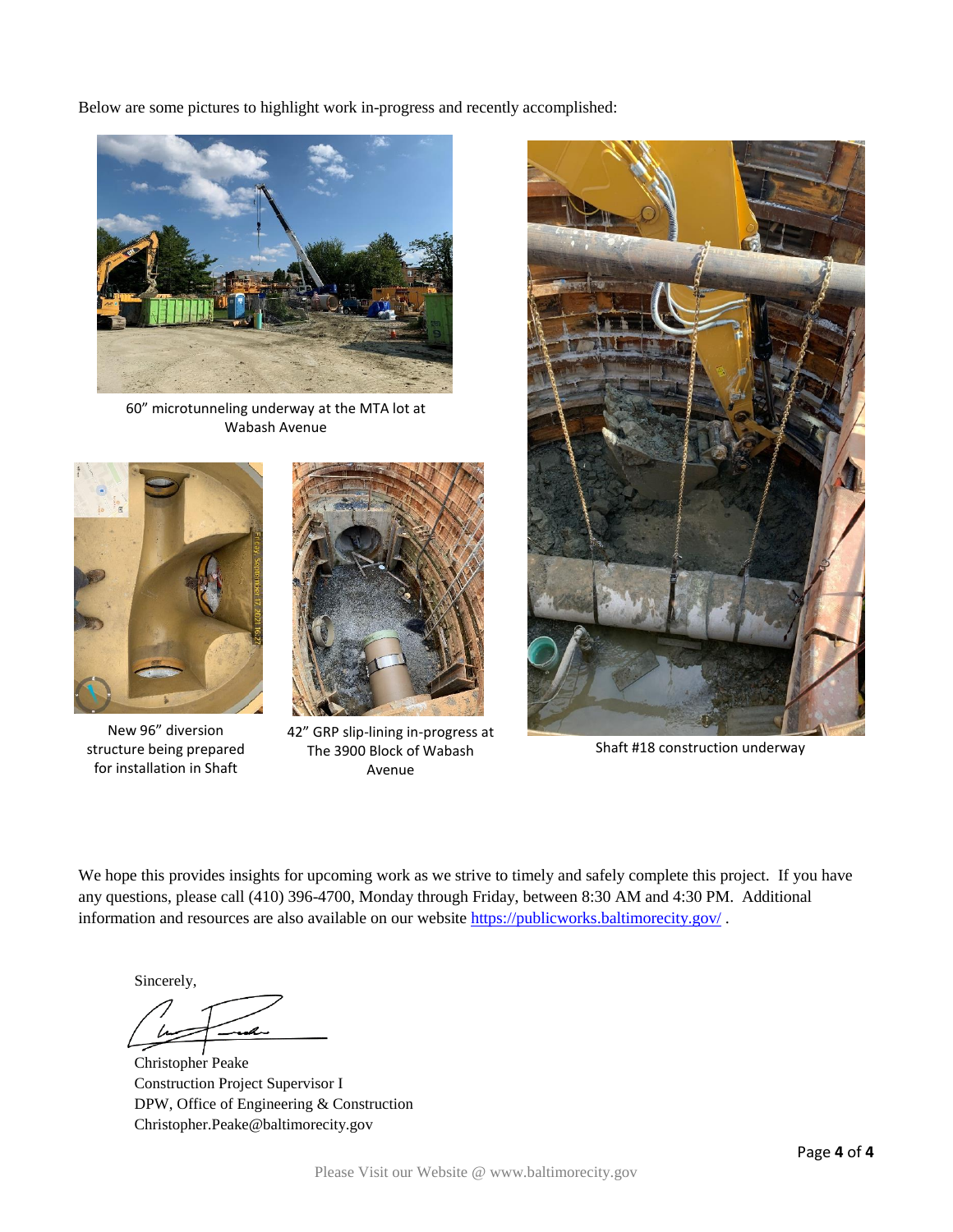Below are some pictures to highlight work in-progress and recently accomplished:

60" microtunneling underway at the MTA lot at Wabash Avenue

New 96" diversion structure being prepared for installation in Shaft

42" GRP slip-lining in-progress at The 3900 Block of Wabash Avenue

Shaft #18 construction underway

We hope this provides insights for upcoming work as we strive to timely and safely complete this project. If you have any questions, please call (410) 396-4700, Monday through Friday, between 8:30 AM and 4:30 PM. Additional information and resources are also available on our website [https://publicworks.baltimorecity.gov/](https://publicworks.baltimorecity.gov/) .

Sincerely,

Christopher Peake
Construction Project Supervisor I
DPW, Office of Engineering & Construction
Christopher.Peake@baltimorecity.gov